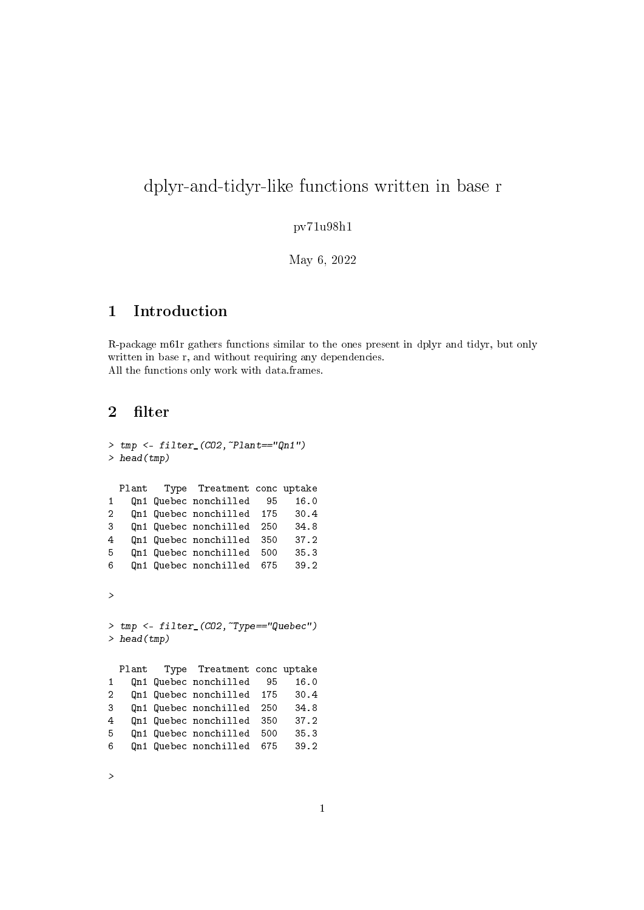# dplyr-and-tidyr-like functions written in base r

pv71u98h1

May 6, 2022

## 1 Introduction

R-package m61r gathers functions similar to the ones present in dplyr and tidyr, but only written in base r, and without requiring any dependencies.
All the functions only work with data.frames.

## 2 filter

```
> tmp <- filter_(CO2,~Plant=="Qn1")
> head(tmp)

  Plant   Type  Treatment conc uptake
1   Qn1 Quebec nonchilled   95   16.0
2   Qn1 Quebec nonchilled  175   30.4
3   Qn1 Quebec nonchilled  250   34.8
4   Qn1 Quebec nonchilled  350   37.2
5   Qn1 Quebec nonchilled  500   35.3
6   Qn1 Quebec nonchilled  675   39.2

>
```

```
> tmp <- filter_(CO2,~Type=="Quebec")
> head(tmp)

  Plant   Type  Treatment conc uptake
1   Qn1 Quebec nonchilled   95   16.0
2   Qn1 Quebec nonchilled  175   30.4
3   Qn1 Quebec nonchilled  250   34.8
4   Qn1 Quebec nonchilled  350   37.2
5   Qn1 Quebec nonchilled  500   35.3
6   Qn1 Quebec nonchilled  675   39.2

>
```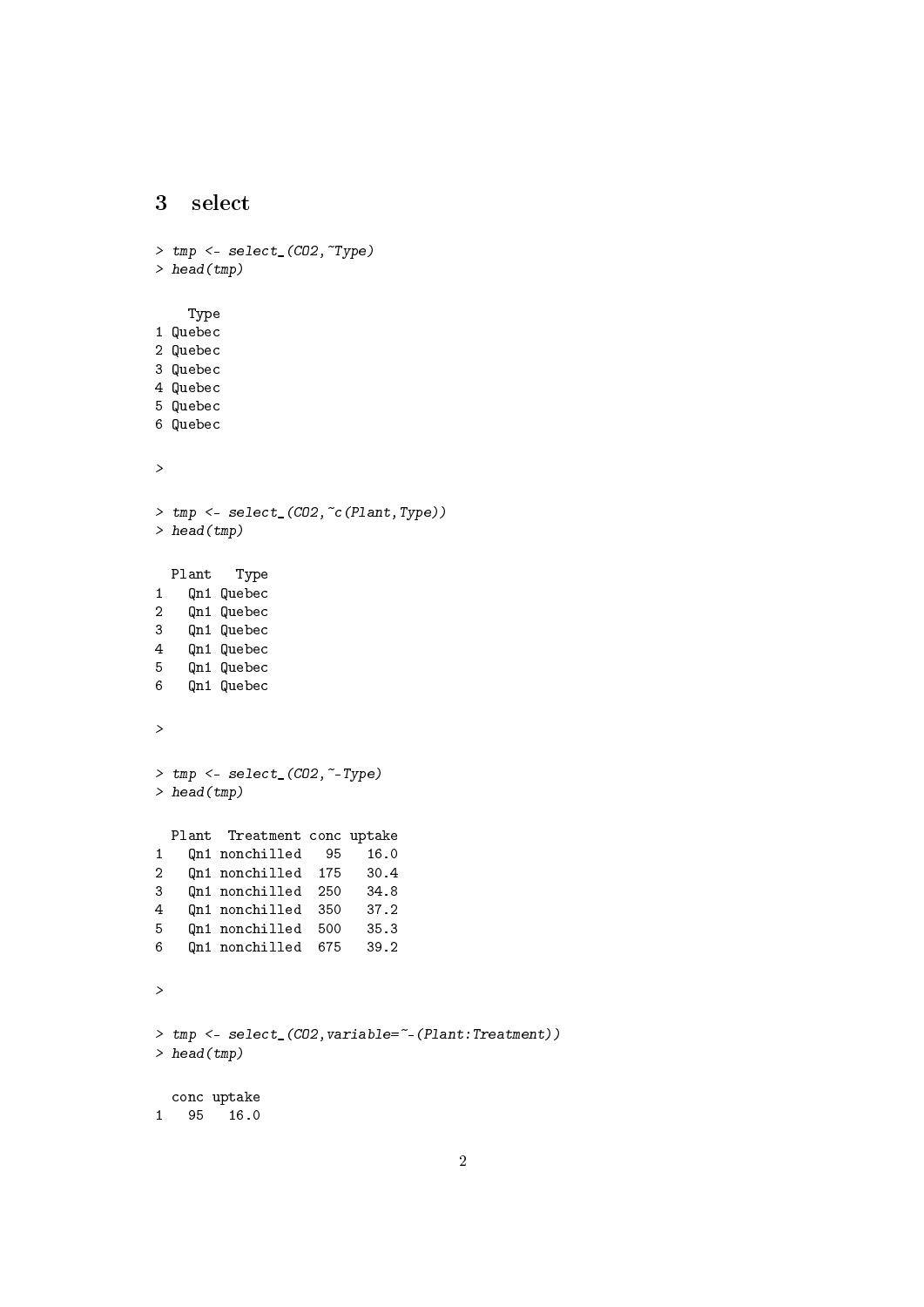## 3 select

```
> tmp <- select_(CO2,~Type)
> head(tmp)

    Type
1 Quebec
2 Quebec
3 Quebec
4 Quebec
5 Quebec
6 Quebec

>

> tmp <- select_(CO2,~c(Plant,Type))
> head(tmp)

  Plant   Type
1   Qn1 Quebec
2   Qn1 Quebec
3   Qn1 Quebec
4   Qn1 Quebec
5   Qn1 Quebec
6   Qn1 Quebec

>

> tmp <- select_(CO2,~-Type)
> head(tmp)

  Plant  Treatment conc uptake
1   Qn1 nonchilled   95   16.0
2   Qn1 nonchilled  175   30.4
3   Qn1 nonchilled  250   34.8
4   Qn1 nonchilled  350   37.2
5   Qn1 nonchilled  500   35.3
6   Qn1 nonchilled  675   39.2

>

> tmp <- select_(CO2,variable=~-(Plant:Treatment))
> head(tmp)

  conc uptake
1   95   16.0
```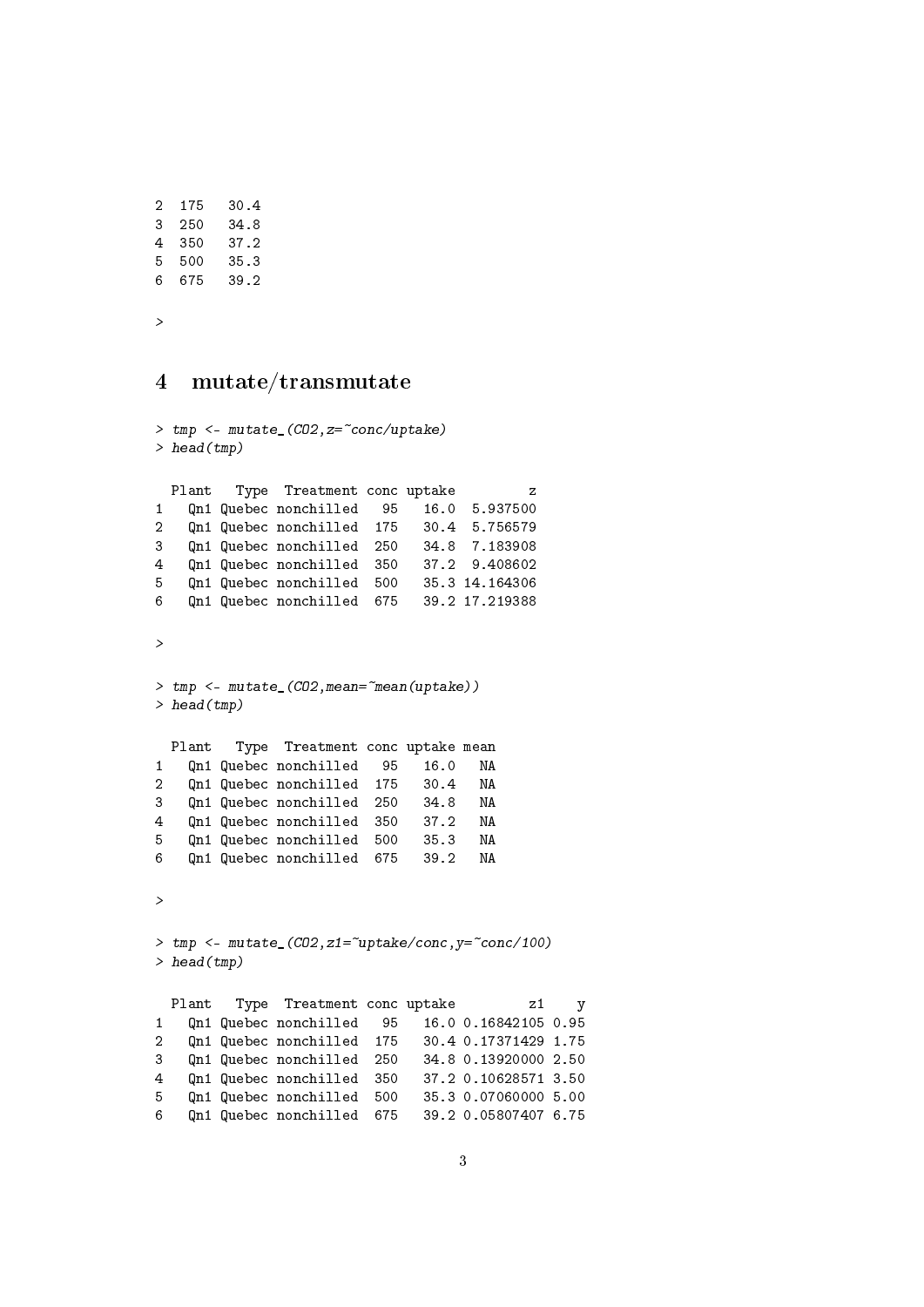```
2  175   30.4
3  250   34.8
4  350   37.2
5  500   35.3
6  675   39.2

>
```

## 4 mutate/transmutate

```
> tmp <- mutate_(CO2,z=~conc/uptake)
> head(tmp)

  Plant   Type  Treatment conc uptake         z
1   Qn1 Quebec nonchilled   95   16.0  5.937500
2   Qn1 Quebec nonchilled  175   30.4  5.756579
3   Qn1 Quebec nonchilled  250   34.8  7.183908
4   Qn1 Quebec nonchilled  350   37.2  9.408602
5   Qn1 Quebec nonchilled  500   35.3 14.164306
6   Qn1 Quebec nonchilled  675   39.2 17.219388

>

> tmp <- mutate_(CO2,mean=~mean(uptake))
> head(tmp)

  Plant   Type  Treatment conc uptake mean
1   Qn1 Quebec nonchilled   95   16.0   NA
2   Qn1 Quebec nonchilled  175   30.4   NA
3   Qn1 Quebec nonchilled  250   34.8   NA
4   Qn1 Quebec nonchilled  350   37.2   NA
5   Qn1 Quebec nonchilled  500   35.3   NA
6   Qn1 Quebec nonchilled  675   39.2   NA

>

> tmp <- mutate_(CO2,z1=~uptake/conc,y=~conc/100)
> head(tmp)

  Plant   Type  Treatment conc uptake         z1    y
1   Qn1 Quebec nonchilled   95   16.0 0.16842105 0.95
2   Qn1 Quebec nonchilled  175   30.4 0.17371429 1.75
3   Qn1 Quebec nonchilled  250   34.8 0.13920000 2.50
4   Qn1 Quebec nonchilled  350   37.2 0.10628571 3.50
5   Qn1 Quebec nonchilled  500   35.3 0.07060000 5.00
6   Qn1 Quebec nonchilled  675   39.2 0.05807407 6.75
```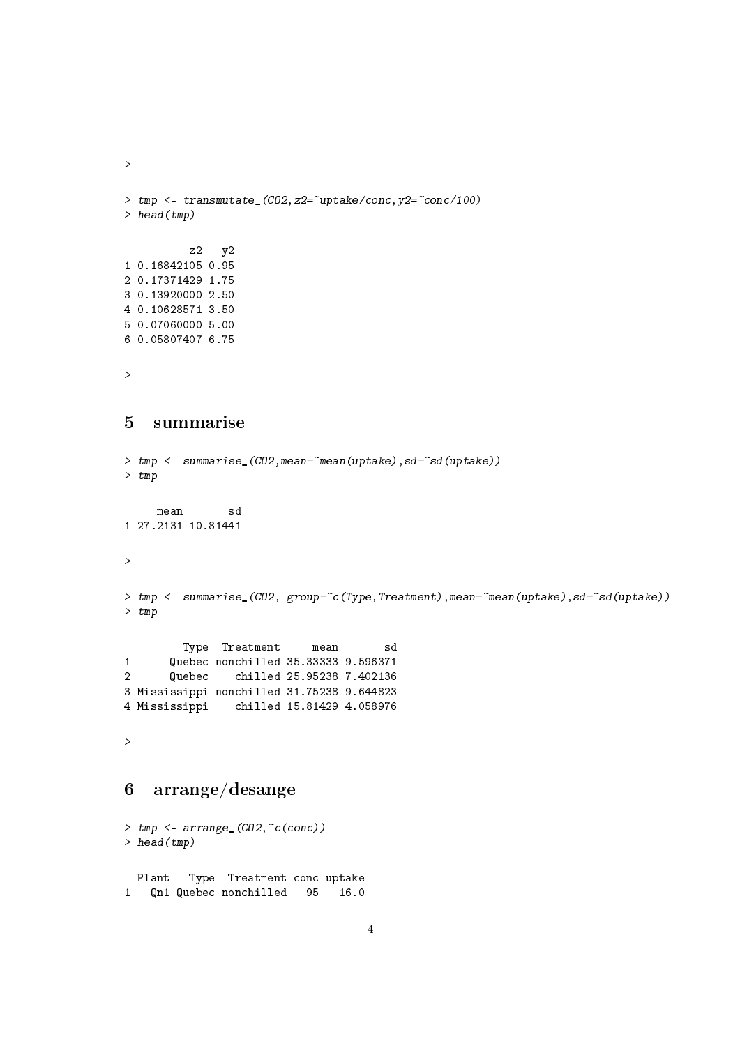```
>
```

```
> tmp <- transmutate_(CO2,z2=~uptake/conc,y2=~conc/100)
> head(tmp)
```

```
          z2   y2
1 0.16842105 0.95
2 0.17371429 1.75
3 0.13920000 2.50
4 0.10628571 3.50
5 0.07060000 5.00
6 0.05807407 6.75
```

```
>
```

## 5 summarise

```
> tmp <- summarise_(CO2,mean=~mean(uptake),sd=~sd(uptake))
> tmp
```

```
     mean       sd
1 27.2131 10.81441
```

```
>
```

```
> tmp <- summarise_(CO2, group=~c(Type,Treatment),mean=~mean(uptake),sd=~sd(uptake))
> tmp
```

```
         Type  Treatment     mean       sd
1      Quebec nonchilled 35.33333 9.596371
2      Quebec    chilled 25.95238 7.402136
3 Mississippi nonchilled 31.75238 9.644823
4 Mississippi    chilled 15.81429 4.058976
```

```
>
```

## 6 arrange/desange

```
> tmp <- arrange_(CO2,~c(conc))
> head(tmp)
```

```
  Plant   Type  Treatment conc uptake
1   Qn1 Quebec nonchilled   95   16.0
```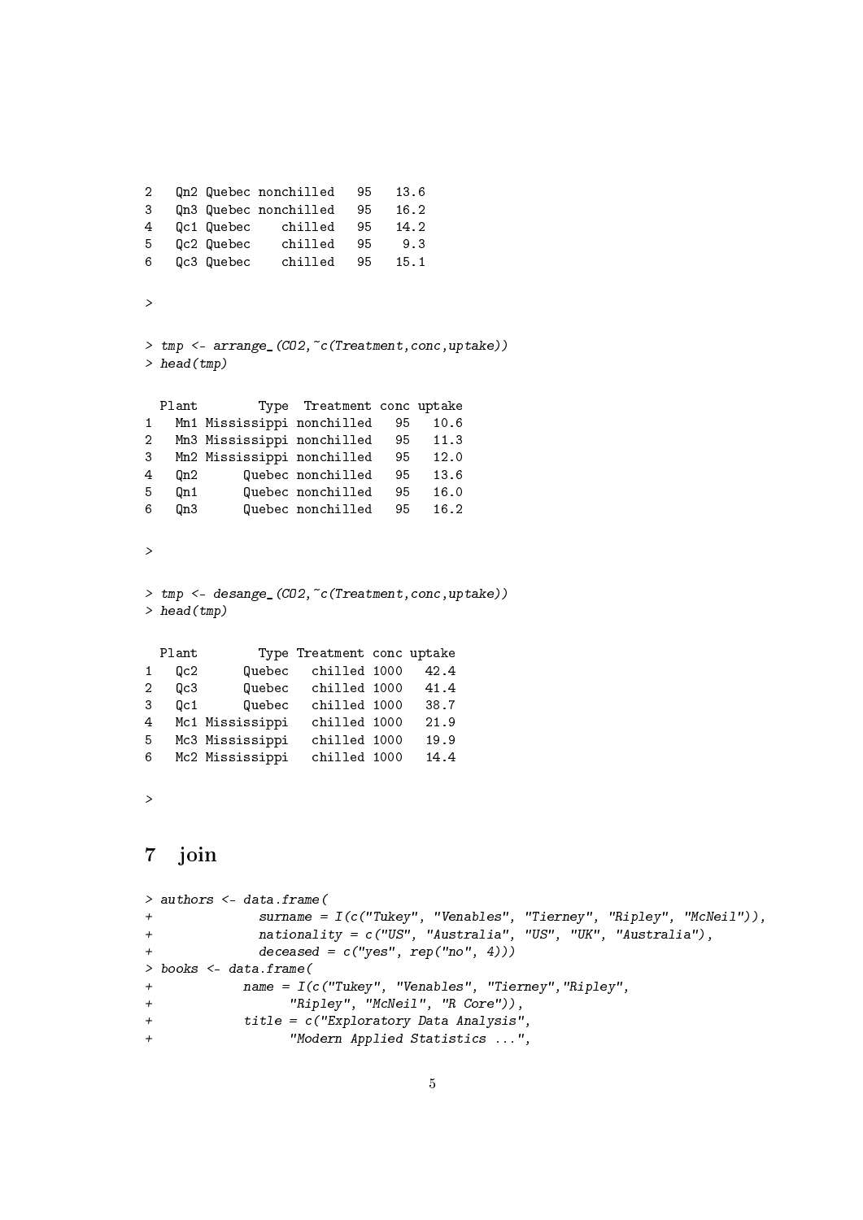```
2   Qn2 Quebec nonchilled   95   13.6
3   Qn3 Quebec nonchilled   95   16.2
4   Qc1 Quebec    chilled   95   14.2
5   Qc2 Quebec    chilled   95    9.3
6   Qc3 Quebec    chilled   95   15.1
```

```
>
```

```
> tmp <- arrange_(CO2,~c(Treatment,conc,uptake))
> head(tmp)
```

```
  Plant        Type  Treatment conc uptake
1   Mn1 Mississippi nonchilled   95   10.6
2   Mn3 Mississippi nonchilled   95   11.3
3   Mn2 Mississippi nonchilled   95   12.0
4   Qn2      Quebec nonchilled   95   13.6
5   Qn1      Quebec nonchilled   95   16.0
6   Qn3      Quebec nonchilled   95   16.2
```

```
>
```

```
> tmp <- desange_(CO2,~c(Treatment,conc,uptake))
> head(tmp)
```

```
  Plant        Type Treatment conc uptake
1   Qc2      Quebec   chilled 1000   42.4
2   Qc3      Quebec   chilled 1000   41.4
3   Qc1      Quebec   chilled 1000   38.7
4   Mc1 Mississippi   chilled 1000   21.9
5   Mc3 Mississippi   chilled 1000   19.9
6   Mc2 Mississippi   chilled 1000   14.4
```

```
>
```

## 7 join

```
> authors <- data.frame(
+             surname = I(c("Tukey", "Venables", "Tierney", "Ripley", "McNeil")),
+             nationality = c("US", "Australia", "US", "UK", "Australia"),
+             deceased = c("yes", rep("no", 4)))
> books <- data.frame(
+           name = I(c("Tukey", "Venables", "Tierney","Ripley",
+                 "Ripley", "McNeil", "R Core")),
+           title = c("Exploratory Data Analysis",
+                 "Modern Applied Statistics ...",
```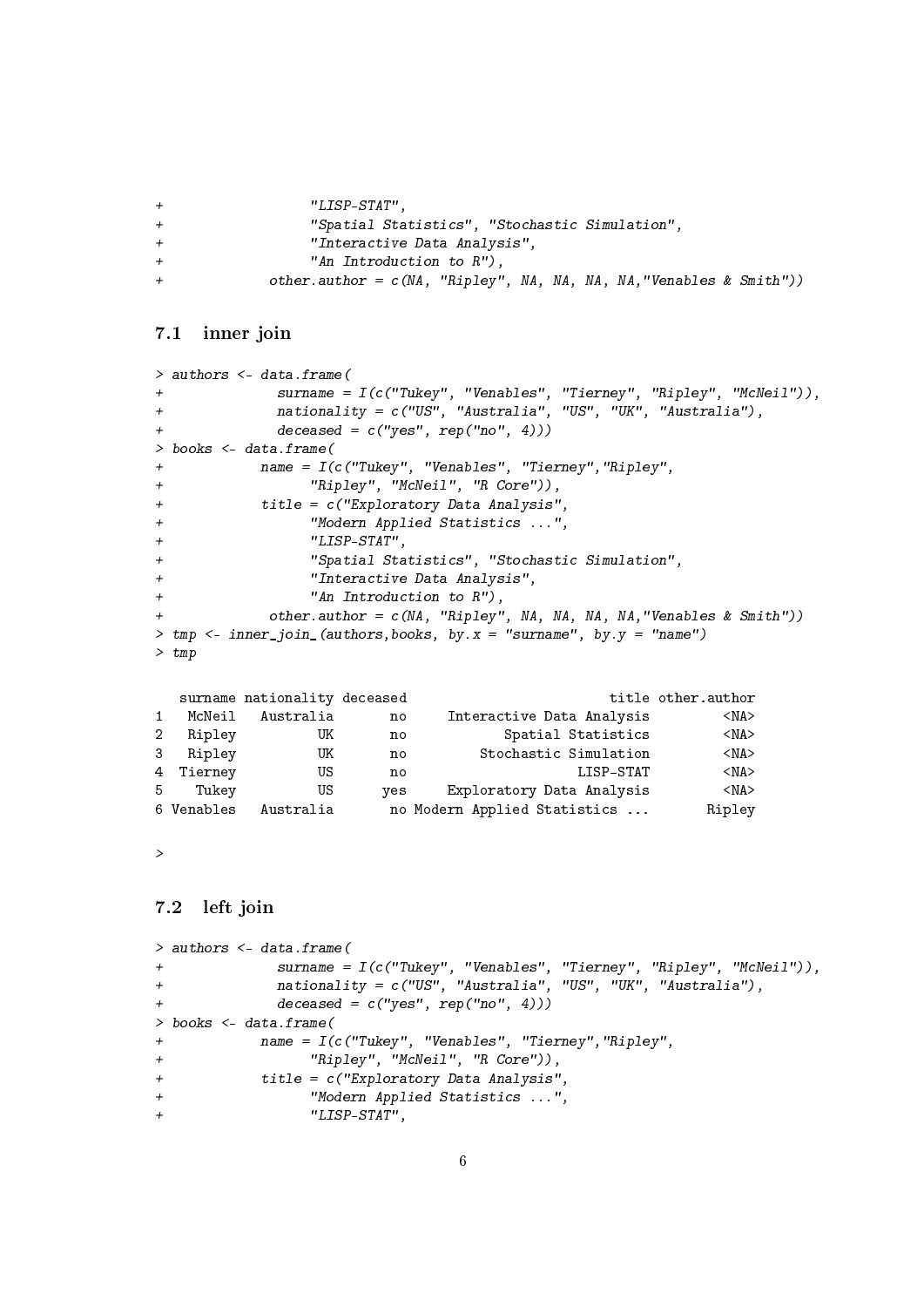```
+                 "LISP-STAT",
+                 "Spatial Statistics", "Stochastic Simulation",
+                 "Interactive Data Analysis",
+                 "An Introduction to R"),
+            other.author = c(NA, "Ripley", NA, NA, NA, NA,"Venables & Smith"))
```

### 7.1 inner join

```
> authors <- data.frame(
+             surname = I(c("Tukey", "Venables", "Tierney", "Ripley", "McNeil")),
+             nationality = c("US", "Australia", "US", "UK", "Australia"),
+             deceased = c("yes", rep("no", 4)))
> books <- data.frame(
+           name = I(c("Tukey", "Venables", "Tierney","Ripley",
+                 "Ripley", "McNeil", "R Core")),
+           title = c("Exploratory Data Analysis",
+                 "Modern Applied Statistics ...",
+                 "LISP-STAT",
+                 "Spatial Statistics", "Stochastic Simulation",
+                 "Interactive Data Analysis",
+                 "An Introduction to R"),
+            other.author = c(NA, "Ripley", NA, NA, NA, NA,"Venables & Smith"))
> tmp <- inner_join_(authors,books, by.x = "surname", by.y = "name")
> tmp

   surname nationality deceased                         title other.author
1   McNeil   Australia       no     Interactive Data Analysis         <NA>
2   Ripley          UK       no            Spatial Statistics         <NA>
3   Ripley          UK       no         Stochastic Simulation         <NA>
4  Tierney          US       no                     LISP-STAT         <NA>
5    Tukey          US      yes     Exploratory Data Analysis         <NA>
6 Venables   Australia       no Modern Applied Statistics ...       Ripley

>
```

### 7.2 left join

```
> authors <- data.frame(
+             surname = I(c("Tukey", "Venables", "Tierney", "Ripley", "McNeil")),
+             nationality = c("US", "Australia", "US", "UK", "Australia"),
+             deceased = c("yes", rep("no", 4)))
> books <- data.frame(
+           name = I(c("Tukey", "Venables", "Tierney","Ripley",
+                 "Ripley", "McNeil", "R Core")),
+           title = c("Exploratory Data Analysis",
+                 "Modern Applied Statistics ...",
+                 "LISP-STAT",
```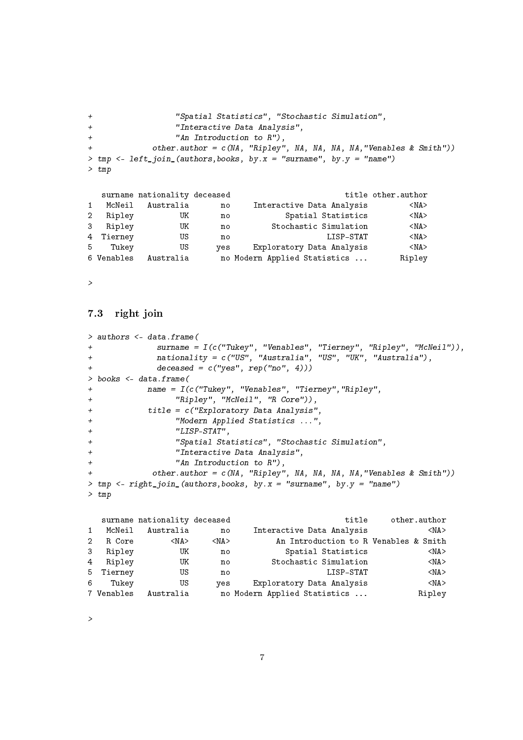```
+                  "Spatial Statistics", "Stochastic Simulation",
+                  "Interactive Data Analysis",
+                  "An Introduction to R"),
+             other.author = c(NA, "Ripley", NA, NA, NA, NA,"Venables & Smith"))
> tmp <- left_join_(authors,books, by.x = "surname", by.y = "name")
> tmp

   surname nationality deceased                        title other.author
1   McNeil   Australia       no     Interactive Data Analysis         <NA>
2   Ripley          UK       no           Spatial Statistics         <NA>
3   Ripley          UK       no        Stochastic Simulation         <NA>
4  Tierney          US       no                     LISP-STAT         <NA>
5    Tukey          US      yes     Exploratory Data Analysis         <NA>
6 Venables   Australia       no Modern Applied Statistics ...       Ripley

>
```

### 7.3 right join

```
> authors <- data.frame(
+              surname = I(c("Tukey", "Venables", "Tierney", "Ripley", "McNeil")),
+              nationality = c("US", "Australia", "US", "UK", "Australia"),
+              deceased = c("yes", rep("no", 4)))
> books <- data.frame(
+            name = I(c("Tukey", "Venables", "Tierney","Ripley",
+                  "Ripley", "McNeil", "R Core")),
+            title = c("Exploratory Data Analysis",
+                  "Modern Applied Statistics ...",
+                  "LISP-STAT",
+                  "Spatial Statistics", "Stochastic Simulation",
+                  "Interactive Data Analysis",
+                  "An Introduction to R"),
+             other.author = c(NA, "Ripley", NA, NA, NA, NA,"Venables & Smith"))
> tmp <- right_join_(authors,books, by.x = "surname", by.y = "name")
> tmp

   surname nationality deceased                        title     other.author
1   McNeil   Australia       no     Interactive Data Analysis             <NA>
2   R Core        <NA>     <NA>          An Introduction to R Venables & Smith
3   Ripley          UK       no           Spatial Statistics             <NA>
4   Ripley          UK       no        Stochastic Simulation             <NA>
5  Tierney          US       no                     LISP-STAT             <NA>
6    Tukey          US      yes     Exploratory Data Analysis             <NA>
7 Venables   Australia       no Modern Applied Statistics ...           Ripley

>
```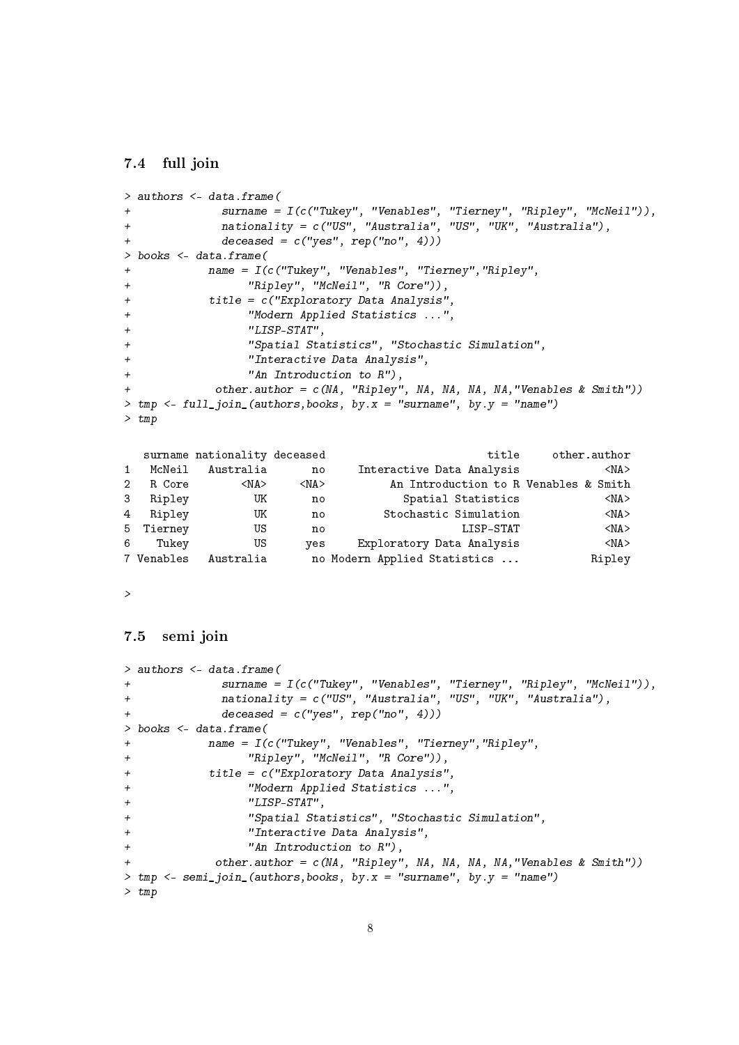### 7.4 full join

```
> authors <- data.frame(
+             surname = I(c("Tukey", "Venables", "Tierney", "Ripley", "McNeil")),
+             nationality = c("US", "Australia", "US", "UK", "Australia"),
+             deceased = c("yes", rep("no", 4)))
> books <- data.frame(
+           name = I(c("Tukey", "Venables", "Tierney","Ripley",
+                 "Ripley", "McNeil", "R Core")),
+           title = c("Exploratory Data Analysis",
+                 "Modern Applied Statistics ...",
+                 "LISP-STAT",
+                 "Spatial Statistics", "Stochastic Simulation",
+                 "Interactive Data Analysis",
+                 "An Introduction to R"),
+            other.author = c(NA, "Ripley", NA, NA, NA, NA,"Venables & Smith"))
> tmp <- full_join_(authors,books, by.x = "surname", by.y = "name")
> tmp

   surname nationality deceased                         title     other.author
1   McNeil   Australia       no     Interactive Data Analysis             <NA>
2   R Core        <NA>     <NA>          An Introduction to R Venables & Smith
3   Ripley          UK       no            Spatial Statistics             <NA>
4   Ripley          UK       no         Stochastic Simulation             <NA>
5  Tierney          US       no                     LISP-STAT             <NA>
6    Tukey          US      yes     Exploratory Data Analysis             <NA>
7 Venables   Australia       no Modern Applied Statistics ...           Ripley

>
```

### 7.5 semi join

```
> authors <- data.frame(
+             surname = I(c("Tukey", "Venables", "Tierney", "Ripley", "McNeil")),
+             nationality = c("US", "Australia", "US", "UK", "Australia"),
+             deceased = c("yes", rep("no", 4)))
> books <- data.frame(
+           name = I(c("Tukey", "Venables", "Tierney","Ripley",
+                 "Ripley", "McNeil", "R Core")),
+           title = c("Exploratory Data Analysis",
+                 "Modern Applied Statistics ...",
+                 "LISP-STAT",
+                 "Spatial Statistics", "Stochastic Simulation",
+                 "Interactive Data Analysis",
+                 "An Introduction to R"),
+            other.author = c(NA, "Ripley", NA, NA, NA, NA,"Venables & Smith"))
> tmp <- semi_join_(authors,books, by.x = "surname", by.y = "name")
> tmp
```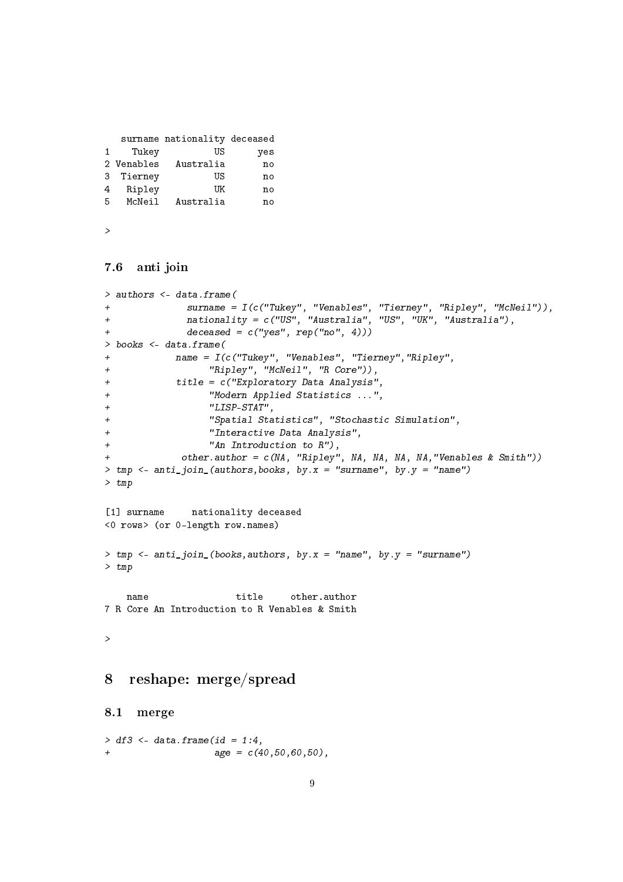```
   surname nationality deceased
1    Tukey          US      yes
2 Venables   Australia       no
3  Tierney          US       no
4   Ripley          UK       no
5   McNeil   Australia       no

>
```

### 7.6 anti join

```
> authors <- data.frame(
+              surname = I(c("Tukey", "Venables", "Tierney", "Ripley", "McNeil")),
+              nationality = c("US", "Australia", "US", "UK", "Australia"),
+              deceased = c("yes", rep("no", 4)))
> books <- data.frame(
+            name = I(c("Tukey", "Venables", "Tierney","Ripley",
+                  "Ripley", "McNeil", "R Core")),
+            title = c("Exploratory Data Analysis",
+                  "Modern Applied Statistics ...",
+                  "LISP-STAT",
+                  "Spatial Statistics", "Stochastic Simulation",
+                  "Interactive Data Analysis",
+                  "An Introduction to R"),
+             other.author = c(NA, "Ripley", NA, NA, NA, NA,"Venables & Smith"))
> tmp <- anti_join_(authors,books, by.x = "surname", by.y = "name")
> tmp

[1] surname     nationality deceased
<0 rows> (or 0-length row.names)

> tmp <- anti_join_(books,authors, by.x = "name", by.y = "surname")
> tmp

    name                title     other.author
7 R Core An Introduction to R Venables & Smith

>
```

## 8 reshape: merge/spread

### 8.1 merge

```
> df3 <- data.frame(id = 1:4,
+                   age = c(40,50,60,50),
```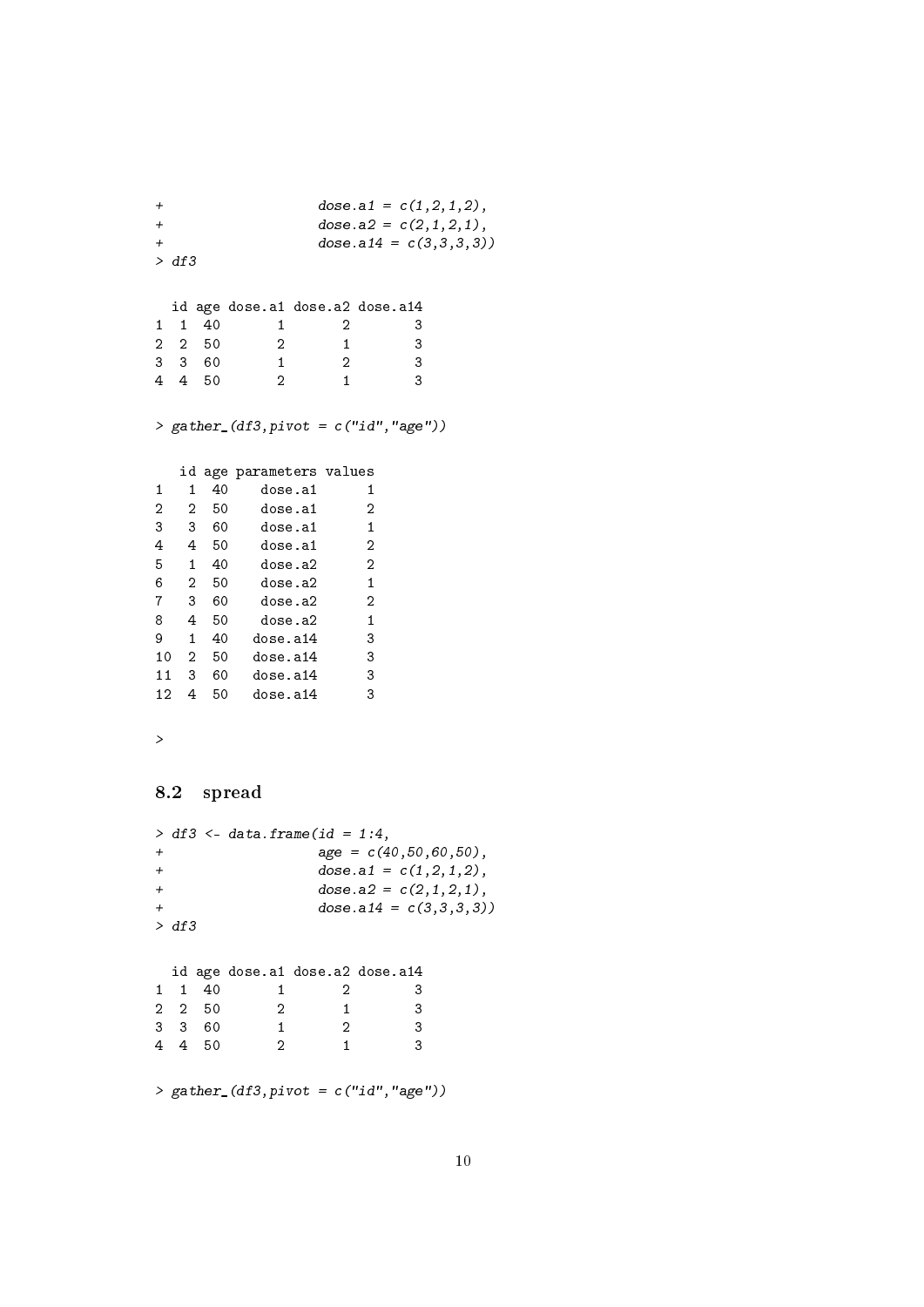```
+                  dose.a1 = c(1,2,1,2),
+                  dose.a2 = c(2,1,2,1),
+                  dose.a14 = c(3,3,3,3))
> df3

  id age dose.a1 dose.a2 dose.a14
1  1  40       1       2        3
2  2  50       2       1        3
3  3  60       1       2        3
4  4  50       2       1        3

> gather_(df3,pivot = c("id","age"))

   id age parameters values
1   1  40    dose.a1      1
2   2  50    dose.a1      2
3   3  60    dose.a1      1
4   4  50    dose.a1      2
5   1  40    dose.a2      2
6   2  50    dose.a2      1
7   3  60    dose.a2      2
8   4  50    dose.a2      1
9   1  40   dose.a14      3
10  2  50   dose.a14      3
11  3  60   dose.a14      3
12  4  50   dose.a14      3

>
```

## 8.2 spread

```
> df3 <- data.frame(id = 1:4,
+                  age = c(40,50,60,50),
+                  dose.a1 = c(1,2,1,2),
+                  dose.a2 = c(2,1,2,1),
+                  dose.a14 = c(3,3,3,3))
> df3

  id age dose.a1 dose.a2 dose.a14
1  1  40       1       2        3
2  2  50       2       1        3
3  3  60       1       2        3
4  4  50       2       1        3

> gather_(df3,pivot = c("id","age"))
```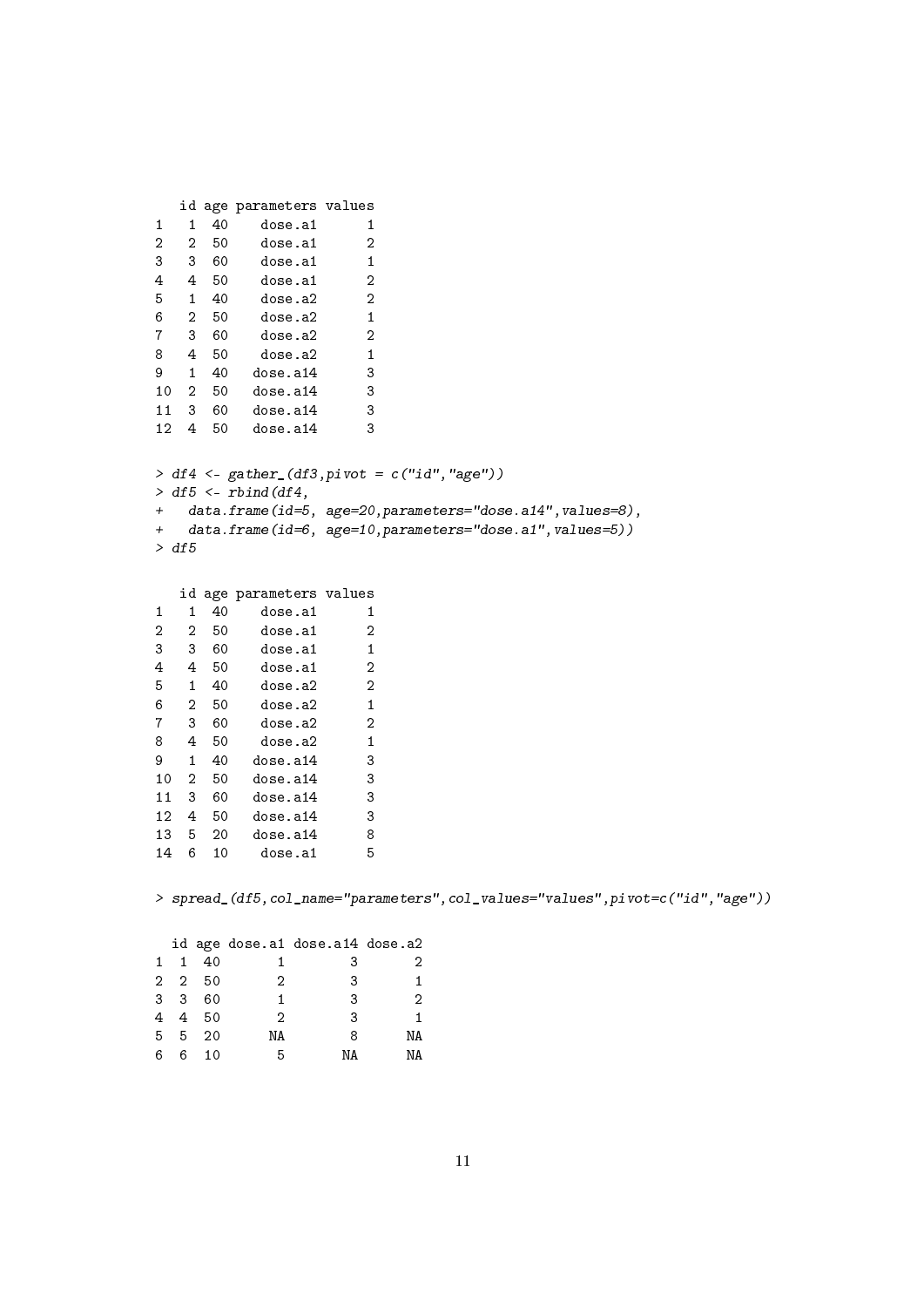```
   id age parameters values
1   1  40    dose.a1      1
2   2  50    dose.a1      2
3   3  60    dose.a1      1
4   4  50    dose.a1      2
5   1  40    dose.a2      2
6   2  50    dose.a2      1
7   3  60    dose.a2      2
8   4  50    dose.a2      1
9   1  40   dose.a14      3
10  2  50   dose.a14      3
11  3  60   dose.a14      3
12  4  50   dose.a14      3
```

```
> df4 <- gather_(df3,pivot = c("id","age"))
> df5 <- rbind(df4,
+   data.frame(id=5, age=20,parameters="dose.a14",values=8),
+   data.frame(id=6, age=10,parameters="dose.a1",values=5))
> df5
```

```
   id age parameters values
1   1  40    dose.a1      1
2   2  50    dose.a1      2
3   3  60    dose.a1      1
4   4  50    dose.a1      2
5   1  40    dose.a2      2
6   2  50    dose.a2      1
7   3  60    dose.a2      2
8   4  50    dose.a2      1
9   1  40   dose.a14      3
10  2  50   dose.a14      3
11  3  60   dose.a14      3
12  4  50   dose.a14      3
13  5  20   dose.a14      8
14  6  10    dose.a1      5
```

```
> spread_(df5,col_name="parameters",col_values="values",pivot=c("id","age"))
```

```
  id age dose.a1 dose.a14 dose.a2
1  1  40       1        3       2
2  2  50       2        3       1
3  3  60       1        3       2
4  4  50       2        3       1
5  5  20      NA        8      NA
6  6  10       5       NA      NA
```